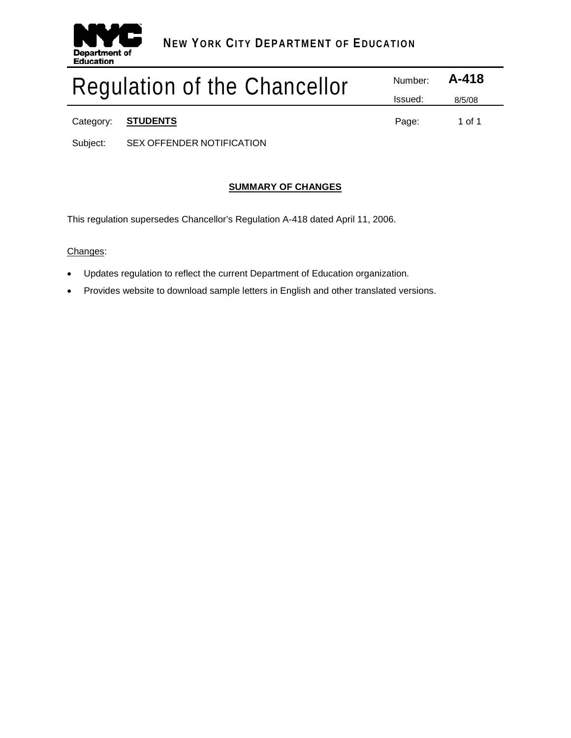**NEW YORK CITY DEPARTMENT OF EDUCATION**

# Regulation of the Chancellor

| | |
|---|---|
| Number: | **A-418** |
| Issued: | 8/5/08 |

Category: **STUDENTS**

Subject: SEX OFFENDER NOTIFICATION

## SUMMARY OF CHANGES

This regulation supersedes Chancellor's Regulation A-418 dated April 11, 2006.

Changes:

- Updates regulation to reflect the current Department of Education organization.
- Provides website to download sample letters in English and other translated versions.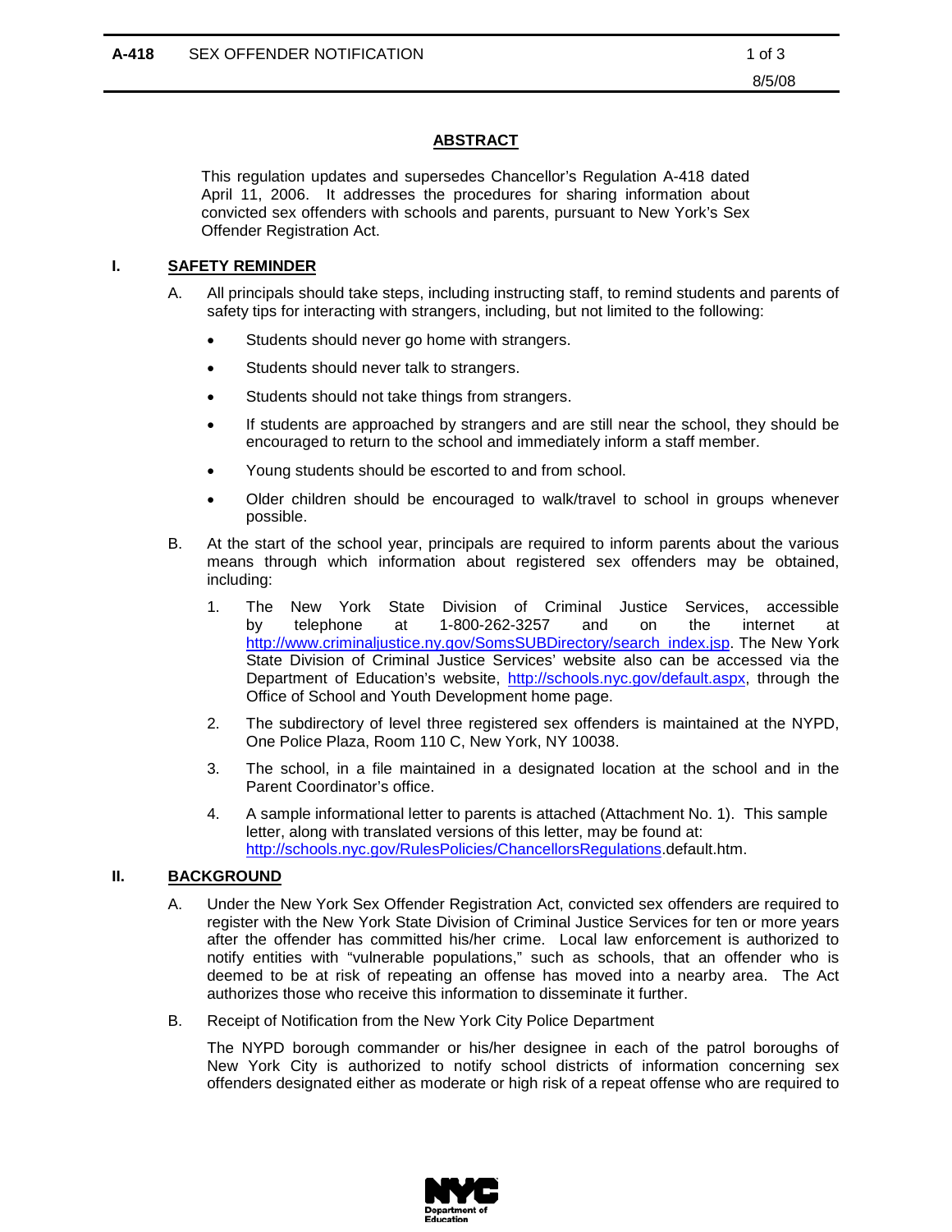## ABSTRACT

This regulation updates and supersedes Chancellor's Regulation A-418 dated April 11, 2006. It addresses the procedures for sharing information about convicted sex offenders with schools and parents, pursuant to New York's Sex Offender Registration Act.

## I. SAFETY REMINDER

A. All principals should take steps, including instructing staff, to remind students and parents of safety tips for interacting with strangers, including, but not limited to the following:

- Students should never go home with strangers.
- Students should never talk to strangers.
- Students should not take things from strangers.
- If students are approached by strangers and are still near the school, they should be encouraged to return to the school and immediately inform a staff member.
- Young students should be escorted to and from school.
- Older children should be encouraged to walk/travel to school in groups whenever possible.

B. At the start of the school year, principals are required to inform parents about the various means through which information about registered sex offenders may be obtained, including:

1. The New York State Division of Criminal Justice Services, accessible by telephone at 1-800-262-3257 and on the internet at http://www.criminaljustice.ny.gov/SomsSUBDirectory/search_index.jsp. The New York State Division of Criminal Justice Services' website also can be accessed via the Department of Education's website, http://schools.nyc.gov/default.aspx, through the Office of School and Youth Development home page.
2. The subdirectory of level three registered sex offenders is maintained at the NYPD, One Police Plaza, Room 110 C, New York, NY 10038.
3. The school, in a file maintained in a designated location at the school and in the Parent Coordinator's office.
4. A sample informational letter to parents is attached (Attachment No. 1). This sample letter, along with translated versions of this letter, may be found at: http://schools.nyc.gov/RulesPolicies/ChancellorsRegulations.default.htm.

## II. BACKGROUND

A. Under the New York Sex Offender Registration Act, convicted sex offenders are required to register with the New York State Division of Criminal Justice Services for ten or more years after the offender has committed his/her crime. Local law enforcement is authorized to notify entities with "vulnerable populations," such as schools, that an offender who is deemed to be at risk of repeating an offense has moved into a nearby area. The Act authorizes those who receive this information to disseminate it further.

B. Receipt of Notification from the New York City Police Department

The NYPD borough commander or his/her designee in each of the patrol boroughs of New York City is authorized to notify school districts of information concerning sex offenders designated either as moderate or high risk of a repeat offense who are required to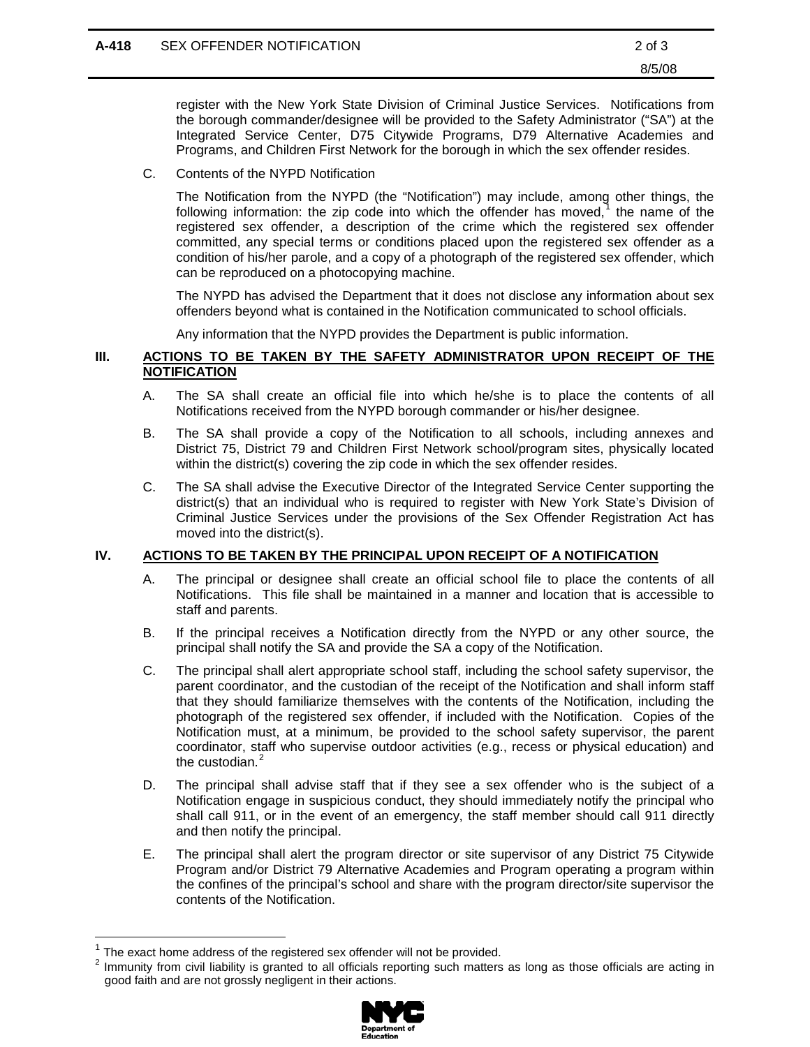register with the New York State Division of Criminal Justice Services. Notifications from the borough commander/designee will be provided to the Safety Administrator ("SA") at the Integrated Service Center, D75 Citywide Programs, D79 Alternative Academies and Programs, and Children First Network for the borough in which the sex offender resides.

C. Contents of the NYPD Notification

The Notification from the NYPD (the "Notification") may include, among other things, the following information: the zip code into which the offender has moved,[1] the name of the registered sex offender, a description of the crime which the registered sex offender committed, any special terms or conditions placed upon the registered sex offender as a condition of his/her parole, and a copy of a photograph of the registered sex offender, which can be reproduced on a photocopying machine.

The NYPD has advised the Department that it does not disclose any information about sex offenders beyond what is contained in the Notification communicated to school officials.

Any information that the NYPD provides the Department is public information.

## III. ACTIONS TO BE TAKEN BY THE SAFETY ADMINISTRATOR UPON RECEIPT OF THE NOTIFICATION

A. The SA shall create an official file into which he/she is to place the contents of all Notifications received from the NYPD borough commander or his/her designee.

B. The SA shall provide a copy of the Notification to all schools, including annexes and District 75, District 79 and Children First Network school/program sites, physically located within the district(s) covering the zip code in which the sex offender resides.

C. The SA shall advise the Executive Director of the Integrated Service Center supporting the district(s) that an individual who is required to register with New York State's Division of Criminal Justice Services under the provisions of the Sex Offender Registration Act has moved into the district(s).

## IV. ACTIONS TO BE TAKEN BY THE PRINCIPAL UPON RECEIPT OF A NOTIFICATION

A. The principal or designee shall create an official school file to place the contents of all Notifications. This file shall be maintained in a manner and location that is accessible to staff and parents.

B. If the principal receives a Notification directly from the NYPD or any other source, the principal shall notify the SA and provide the SA a copy of the Notification.

C. The principal shall alert appropriate school staff, including the school safety supervisor, the parent coordinator, and the custodian of the receipt of the Notification and shall inform staff that they should familiarize themselves with the contents of the Notification, including the photograph of the registered sex offender, if included with the Notification. Copies of the Notification must, at a minimum, be provided to the school safety supervisor, the parent coordinator, staff who supervise outdoor activities (e.g., recess or physical education) and the custodian.[2]

D. The principal shall advise staff that if they see a sex offender who is the subject of a Notification engage in suspicious conduct, they should immediately notify the principal who shall call 911, or in the event of an emergency, the staff member should call 911 directly and then notify the principal.

E. The principal shall alert the program director or site supervisor of any District 75 Citywide Program and/or District 79 Alternative Academies and Program operating a program within the confines of the principal's school and share with the program director/site supervisor the contents of the Notification.

---

[1] The exact home address of the registered sex offender will not be provided.

[2] Immunity from civil liability is granted to all officials reporting such matters as long as those officials are acting in good faith and are not grossly negligent in their actions.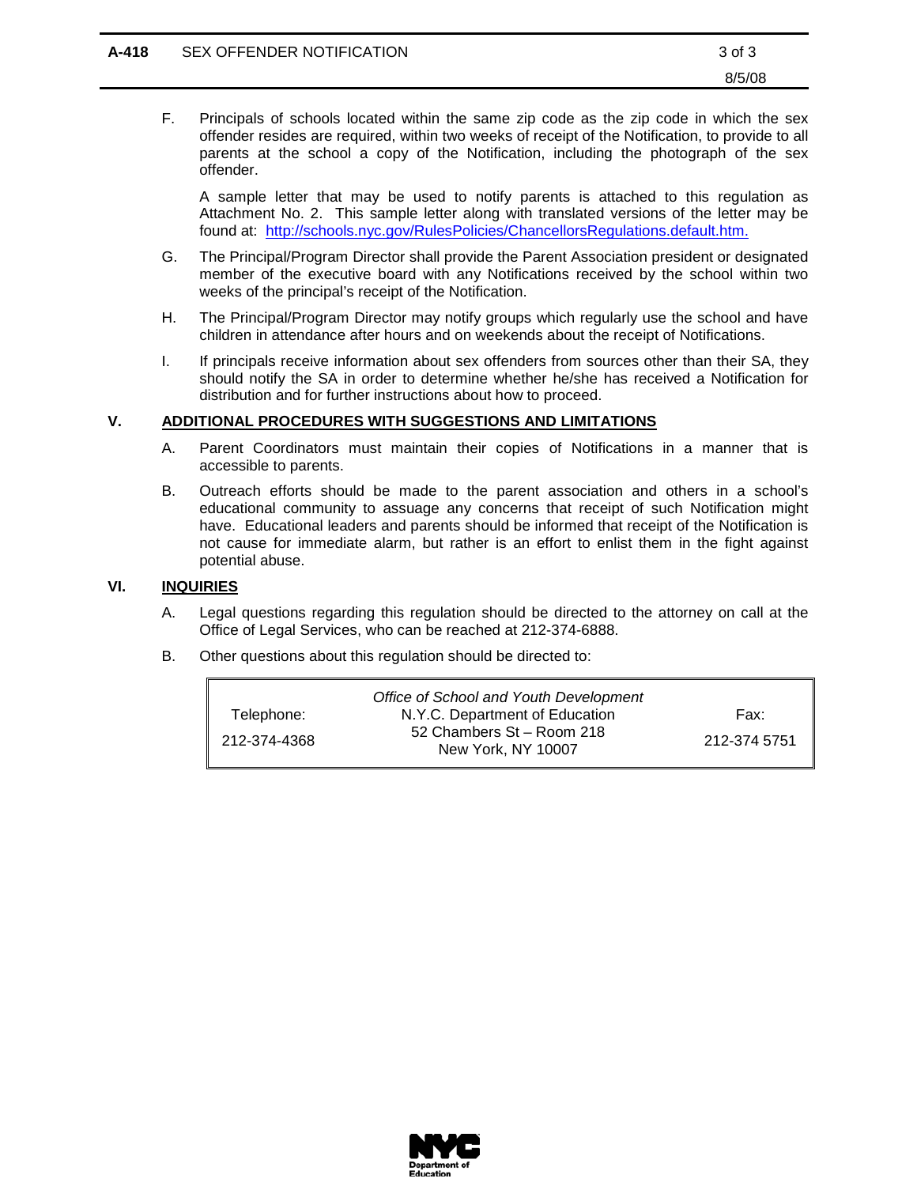F. Principals of schools located within the same zip code as the zip code in which the sex offender resides are required, within two weeks of receipt of the Notification, to provide to all parents at the school a copy of the Notification, including the photograph of the sex offender.

   A sample letter that may be used to notify parents is attached to this regulation as Attachment No. 2. This sample letter along with translated versions of the letter may be found at: [http://schools.nyc.gov/RulesPolicies/ChancellorsRegulations.default.htm.](http://schools.nyc.gov/RulesPolicies/ChancellorsRegulations.default.htm)

G. The Principal/Program Director shall provide the Parent Association president or designated member of the executive board with any Notifications received by the school within two weeks of the principal's receipt of the Notification.

H. The Principal/Program Director may notify groups which regularly use the school and have children in attendance after hours and on weekends about the receipt of Notifications.

I. If principals receive information about sex offenders from sources other than their SA, they should notify the SA in order to determine whether he/she has received a Notification for distribution and for further instructions about how to proceed.

## V. ADDITIONAL PROCEDURES WITH SUGGESTIONS AND LIMITATIONS

A. Parent Coordinators must maintain their copies of Notifications in a manner that is accessible to parents.

B. Outreach efforts should be made to the parent association and others in a school's educational community to assuage any concerns that receipt of such Notification might have. Educational leaders and parents should be informed that receipt of the Notification is not cause for immediate alarm, but rather is an effort to enlist them in the fight against potential abuse.

## VI. INQUIRIES

A. Legal questions regarding this regulation should be directed to the attorney on call at the Office of Legal Services, who can be reached at 212-374-6888.

B. Other questions about this regulation should be directed to:

| | | |
|---|---|---|
| Telephone:<br>212-374-4368 | *Office of School and Youth Development*<br>N.Y.C. Department of Education<br>52 Chambers St – Room 218<br>New York, NY 10007 | Fax:<br>212-374 5751 |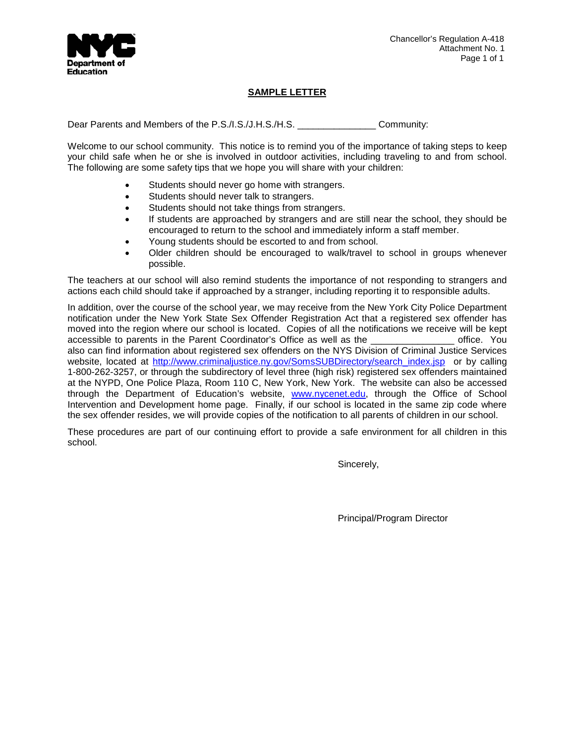Chancellor's Regulation A-418
Attachment No. 1

## SAMPLE LETTER

Dear Parents and Members of the P.S./I.S./J.H.S./H.S. _______________ Community:

Welcome to our school community. This notice is to remind you of the importance of taking steps to keep your child safe when he or she is involved in outdoor activities, including traveling to and from school. The following are some safety tips that we hope you will share with your children:

- Students should never go home with strangers.
- Students should never talk to strangers.
- Students should not take things from strangers.
- If students are approached by strangers and are still near the school, they should be encouraged to return to the school and immediately inform a staff member.
- Young students should be escorted to and from school.
- Older children should be encouraged to walk/travel to school in groups whenever possible.

The teachers at our school will also remind students the importance of not responding to strangers and actions each child should take if approached by a stranger, including reporting it to responsible adults.

In addition, over the course of the school year, we may receive from the New York City Police Department notification under the New York State Sex Offender Registration Act that a registered sex offender has moved into the region where our school is located. Copies of all the notifications we receive will be kept accessible to parents in the Parent Coordinator's Office as well as the ________________ office. You also can find information about registered sex offenders on the NYS Division of Criminal Justice Services website, located at http://www.criminaljustice.ny.gov/SomsSUBDirectory/search_index.jsp or by calling 1-800-262-3257, or through the subdirectory of level three (high risk) registered sex offenders maintained at the NYPD, One Police Plaza, Room 110 C, New York, New York. The website can also be accessed through the Department of Education's website, www.nycenet.edu, through the Office of School Intervention and Development home page. Finally, if our school is located in the same zip code where the sex offender resides, we will provide copies of the notification to all parents of children in our school.

These procedures are part of our continuing effort to provide a safe environment for all children in this school.

Sincerely,

Principal/Program Director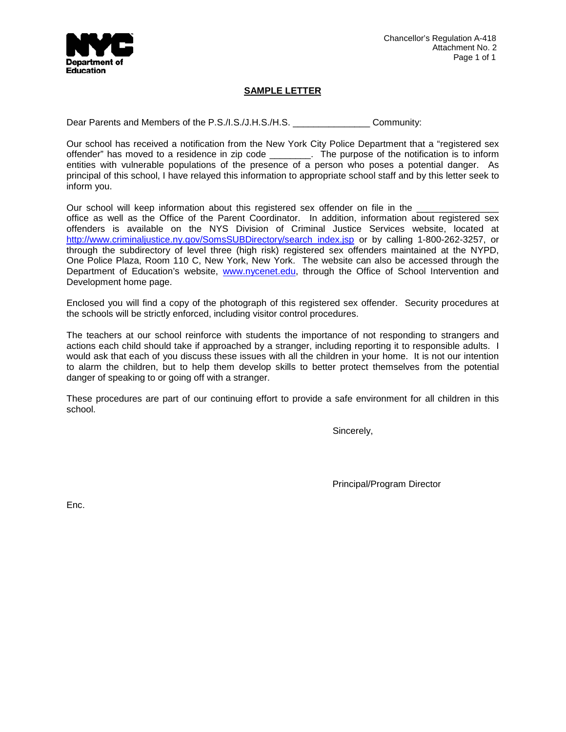Chancellor's Regulation A-418
Attachment No. 2

## SAMPLE LETTER

Dear Parents and Members of the P.S./I.S./J.H.S./H.S. _______________ Community:

Our school has received a notification from the New York City Police Department that a "registered sex offender" has moved to a residence in zip code ________. The purpose of the notification is to inform entities with vulnerable populations of the presence of a person who poses a potential danger. As principal of this school, I have relayed this information to appropriate school staff and by this letter seek to inform you.

Our school will keep information about this registered sex offender on file in the ________________ office as well as the Office of the Parent Coordinator. In addition, information about registered sex offenders is available on the NYS Division of Criminal Justice Services website, located at http://www.criminaljustice.ny.gov/SomsSUBDirectory/search_index.jsp or by calling 1-800-262-3257, or through the subdirectory of level three (high risk) registered sex offenders maintained at the NYPD, One Police Plaza, Room 110 C, New York, New York. The website can also be accessed through the Department of Education's website, www.nycenet.edu, through the Office of School Intervention and Development home page.

Enclosed you will find a copy of the photograph of this registered sex offender. Security procedures at the schools will be strictly enforced, including visitor control procedures.

The teachers at our school reinforce with students the importance of not responding to strangers and actions each child should take if approached by a stranger, including reporting it to responsible adults. I would ask that each of you discuss these issues with all the children in your home. It is not our intention to alarm the children, but to help them develop skills to better protect themselves from the potential danger of speaking to or going off with a stranger.

These procedures are part of our continuing effort to provide a safe environment for all children in this school.

Sincerely,

Principal/Program Director

Enc.